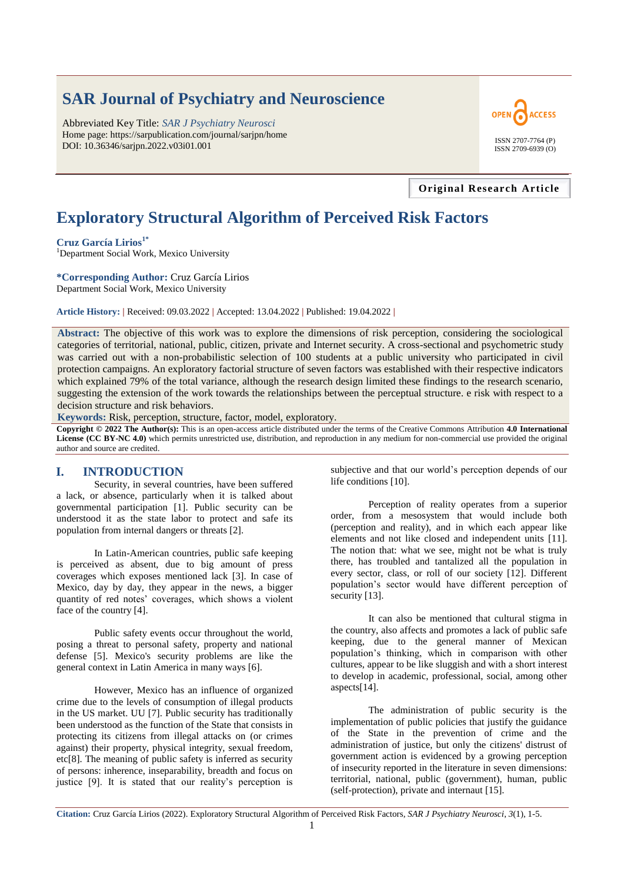# SAR Journal of Psychiatry and Neuroscience

Abbreviated Key Title: *SAR J Psychiatry Neurosci*
Home page: https://sarpublication.com/journal/sarjpn/home
DOI: 10.36346/sarjpn.2022.v03i01.001

OPEN ACCESS

ISSN 2707-7764 (P)
ISSN 2709-6939 (O)

**Original Research Article**

# Exploratory Structural Algorithm of Perceived Risk Factors

**Cruz García Lirios[1*]**
[1]Department Social Work, Mexico University

**\*Corresponding Author:** Cruz García Lirios
Department Social Work, Mexico University

**Article History:** | Received: 09.03.2022 | Accepted: 13.04.2022 | Published: 19.04.2022 |

**Abstract:** The objective of this work was to explore the dimensions of risk perception, considering the sociological categories of territorial, national, public, citizen, private and Internet security. A cross-sectional and psychometric study was carried out with a non-probabilistic selection of 100 students at a public university who participated in civil protection campaigns. An exploratory factorial structure of seven factors was established with their respective indicators which explained 79% of the total variance, although the research design limited these findings to the research scenario, suggesting the extension of the work towards the relationships between the perceptual structure. e risk with respect to a decision structure and risk behaviors.

**Keywords:** Risk, perception, structure, factor, model, exploratory.

**Copyright © 2022 The Author(s):** This is an open-access article distributed under the terms of the Creative Commons Attribution **4.0 International License (CC BY-NC 4.0)** which permits unrestricted use, distribution, and reproduction in any medium for non-commercial use provided the original author and source are credited.

## I. INTRODUCTION

Security, in several countries, have been suffered a lack, or absence, particularly when it is talked about governmental participation [1]. Public security can be understood it as the state labor to protect and safe its population from internal dangers or threats [2].

In Latin-American countries, public safe keeping is perceived as absent, due to big amount of press coverages which exposes mentioned lack [3]. In case of Mexico, day by day, they appear in the news, a bigger quantity of red notes' coverages, which shows a violent face of the country [4].

Public safety events occur throughout the world, posing a threat to personal safety, property and national defense [5]. Mexico's security problems are like the general context in Latin America in many ways [6].

However, Mexico has an influence of organized crime due to the levels of consumption of illegal products in the US market. UU [7]. Public security has traditionally been understood as the function of the State that consists in protecting its citizens from illegal attacks on (or crimes against) their property, physical integrity, sexual freedom, etc[8]. The meaning of public safety is inferred as security of persons: inherence, inseparability, breadth and focus on justice [9]. It is stated that our reality's perception is subjective and that our world's perception depends of our life conditions [10].

Perception of reality operates from a superior order, from a mesosystem that would include both (perception and reality), and in which each appear like elements and not like closed and independent units [11]. The notion that: what we see, might not be what is truly there, has troubled and tantalized all the population in every sector, class, or roll of our society [12]. Different population's sector would have different perception of security [13].

It can also be mentioned that cultural stigma in the country, also affects and promotes a lack of public safe keeping, due to the general manner of Mexican population's thinking, which in comparison with other cultures, appear to be like sluggish and with a short interest to develop in academic, professional, social, among other aspects[14].

The administration of public security is the implementation of public policies that justify the guidance of the State in the prevention of crime and the administration of justice, but only the citizens' distrust of government action is evidenced by a growing perception of insecurity reported in the literature in seven dimensions: territorial, national, public (government), human, public (self-protection), private and internaut [15].

**Citation:** Cruz García Lirios (2022). Exploratory Structural Algorithm of Perceived Risk Factors, *SAR J Psychiatry Neurosci*, *3*(1), 1-5.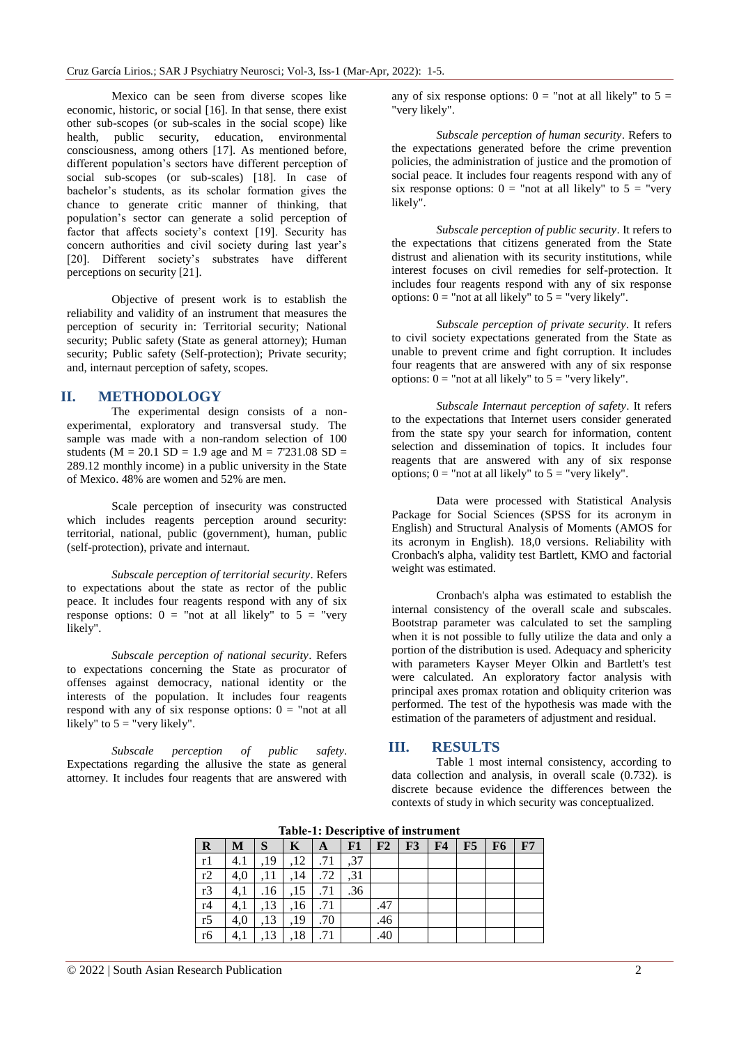Mexico can be seen from diverse scopes like economic, historic, or social [16]. In that sense, there exist other sub-scopes (or sub-scales in the social scope) like health, public security, education, environmental consciousness, among others [17]. As mentioned before, different population's sectors have different perception of social sub-scopes (or sub-scales) [18]. In case of bachelor's students, as its scholar formation gives the chance to generate critic manner of thinking, that population's sector can generate a solid perception of factor that affects society's context [19]. Security has concern authorities and civil society during last year's [20]. Different society's substrates have different perceptions on security [21].

Objective of present work is to establish the reliability and validity of an instrument that measures the perception of security in: Territorial security; National security; Public safety (State as general attorney); Human security; Public safety (Self-protection); Private security; and, internaut perception of safety, scopes.

## II. METHODOLOGY

The experimental design consists of a non-experimental, exploratory and transversal study. The sample was made with a non-random selection of 100 students (M = 20.1 SD = 1.9 age and M = 7'231.08 SD = 289.12 monthly income) in a public university in the State of Mexico. 48% are women and 52% are men.

Scale perception of insecurity was constructed which includes reagents perception around security: territorial, national, public (government), human, public (self-protection), private and internaut.

*Subscale perception of territorial security*. Refers to expectations about the state as rector of the public peace. It includes four reagents respond with any of six response options: 0 = "not at all likely" to 5 = "very likely".

*Subscale perception of national security*. Refers to expectations concerning the State as procurator of offenses against democracy, national identity or the interests of the population. It includes four reagents respond with any of six response options: 0 = "not at all likely" to 5 = "very likely".

*Subscale perception of public safety*. Expectations regarding the allusive the state as general attorney. It includes four reagents that are answered with any of six response options: 0 = "not at all likely" to 5 = "very likely".

*Subscale perception of human security*. Refers to the expectations generated before the crime prevention policies, the administration of justice and the promotion of social peace. It includes four reagents respond with any of six response options: 0 = "not at all likely" to 5 = "very likely".

*Subscale perception of public security*. It refers to the expectations that citizens generated from the State distrust and alienation with its security institutions, while interest focuses on civil remedies for self-protection. It includes four reagents respond with any of six response options: 0 = "not at all likely" to 5 = "very likely".

*Subscale perception of private security*. It refers to civil society expectations generated from the State as unable to prevent crime and fight corruption. It includes four reagents that are answered with any of six response options: 0 = "not at all likely" to 5 = "very likely".

*Subscale Internaut perception of safety*. It refers to the expectations that Internet users consider generated from the state spy your search for information, content selection and dissemination of topics. It includes four reagents that are answered with any of six response options; 0 = "not at all likely" to 5 = "very likely".

Data were processed with Statistical Analysis Package for Social Sciences (SPSS for its acronym in English) and Structural Analysis of Moments (AMOS for its acronym in English). 18,0 versions. Reliability with Cronbach's alpha, validity test Bartlett, KMO and factorial weight was estimated.

Cronbach's alpha was estimated to establish the internal consistency of the overall scale and subscales. Bootstrap parameter was calculated to set the sampling when it is not possible to fully utilize the data and only a portion of the distribution is used. Adequacy and sphericity with parameters Kayser Meyer Olkin and Bartlett's test were calculated. An exploratory factor analysis with principal axes promax rotation and obliquity criterion was performed. The test of the hypothesis was made with the estimation of the parameters of adjustment and residual.

## III. RESULTS

Table 1 most internal consistency, according to data collection and analysis, in overall scale (0.732). is discrete because evidence the differences between the contexts of study in which security was conceptualized.

**Table-1: Descriptive of instrument**

| R | M | S | K | A | F1 | F2 | F3 | F4 | F5 | F6 | F7 |
|---|---|---|---|---|---|---|---|---|---|---|---|
| r1 | 4.1 | ,19 | ,12 | .71 | ,37 | | | | | | |
| r2 | 4,0 | ,11 | ,14 | .72 | ,31 | | | | | | |
| r3 | 4,1 | .16 | ,15 | .71 | .36 | | | | | | |
| r4 | 4,1 | ,13 | ,16 | .71 | | .47 | | | | | |
| r5 | 4,0 | ,13 | ,19 | .70 | | .46 | | | | | |
| r6 | 4,1 | ,13 | ,18 | .71 | | .40 | | | | | |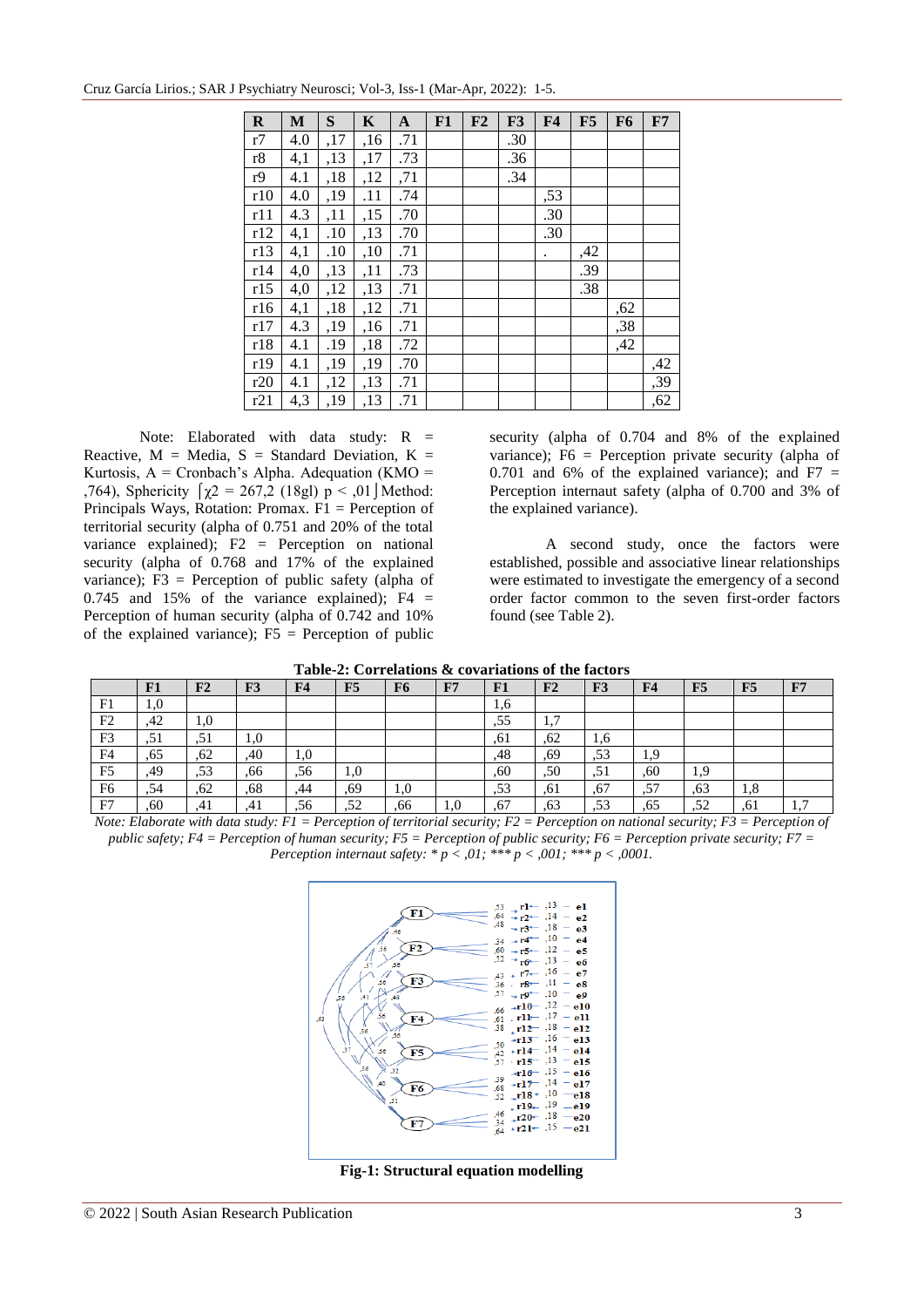| R | M | S | K | A | F1 | F2 | F3 | F4 | F5 | F6 | F7 |
|---|---|---|---|---|---|---|---|---|---|---|---|
| r7 | 4.0 | ,17 | ,16 | .71 | | | .30 | | | | |
| r8 | 4,1 | ,13 | ,17 | .73 | | | .36 | | | | |
| r9 | 4.1 | ,18 | ,12 | .71 | | | .34 | | | | |
| r10 | 4.0 | ,19 | .11 | .74 | | | | ,53 | | | |
| r11 | 4.3 | ,11 | ,15 | .70 | | | | .30 | | | |
| r12 | 4,1 | .10 | ,13 | .70 | | | | .30 | | | |
| r13 | 4,1 | .10 | ,10 | .71 | | | | . | ,42 | | |
| r14 | 4,0 | ,13 | ,11 | .73 | | | | | .39 | | |
| r15 | 4,0 | ,12 | ,13 | .71 | | | | | .38 | | |
| r16 | 4,1 | ,18 | ,12 | .71 | | | | | | ,62 | |
| r17 | 4.3 | ,19 | ,16 | .71 | | | | | | ,38 | |
| r18 | 4.1 | .19 | ,18 | .72 | | | | | | ,42 | |
| r19 | 4.1 | ,19 | ,19 | .70 | | | | | | | ,42 |
| r20 | 4.1 | ,12 | ,13 | .71 | | | | | | | ,39 |
| r21 | 4,3 | ,19 | ,13 | .71 | | | | | | | ,62 |

Note: Elaborated with data study: R = Reactive, M = Media, S = Standard Deviation, K = Kurtosis, A = Cronbach's Alpha. Adequation (KMO = ,764), Sphericity ⌈$\chi^2$ = 267,2 (18gl) p < ,01⌋ Method: Principals Ways, Rotation: Promax. F1 = Perception of territorial security (alpha of 0.751 and 20% of the total variance explained); F2 = Perception on national security (alpha of 0.768 and 17% of the explained variance); F3 = Perception of public safety (alpha of 0.745 and 15% of the variance explained); F4 = Perception of human security (alpha of 0.742 and 10% of the explained variance); F5 = Perception of public security (alpha of 0.704 and 8% of the explained variance); F6 = Perception private security (alpha of 0.701 and 6% of the explained variance); and F7 = Perception internaut safety (alpha of 0.700 and 3% of the explained variance).

A second study, once the factors were established, possible and associative linear relationships were estimated to investigate the emergency of a second order factor common to the seven first-order factors found (see Table 2).

**Table-2: Correlations & covariations of the factors**

| | F1 | F2 | F3 | F4 | F5 | F6 | F7 | F1 | F2 | F3 | F4 | F5 | F5 | F7 |
|---|---|---|---|---|---|---|---|---|---|---|---|---|---|---|
| F1 | 1,0 | | | | | | | 1,6 | | | | | | |
| F2 | ,42 | 1,0 | | | | | | ,55 | 1,7 | | | | | |
| F3 | ,51 | ,51 | 1,0 | | | | | ,61 | ,62 | 1,6 | | | | |
| F4 | ,65 | ,62 | ,40 | 1,0 | | | | ,48 | ,69 | ,53 | 1,9 | | | |
| F5 | ,49 | ,53 | ,66 | ,56 | 1,0 | | | ,60 | ,50 | ,51 | ,60 | 1,9 | | |
| F6 | ,54 | ,62 | ,68 | ,44 | ,69 | 1,0 | | ,53 | ,61 | ,67 | ,57 | ,63 | 1,8 | |
| F7 | ,60 | ,41 | ,41 | ,56 | ,52 | ,66 | 1,0 | ,67 | ,63 | ,53 | ,65 | ,52 | ,61 | 1,7 |

*Note: Elaborate with data study: F1 = Perception of territorial security; F2 = Perception on national security; F3 = Perception of public safety; F4 = Perception of human security; F5 = Perception of public security; F6 = Perception private security; F7 = Perception internaut safety: * p < ,01; *** p < ,001; *** p < ,0001.*

**Fig-1: Structural equation modelling**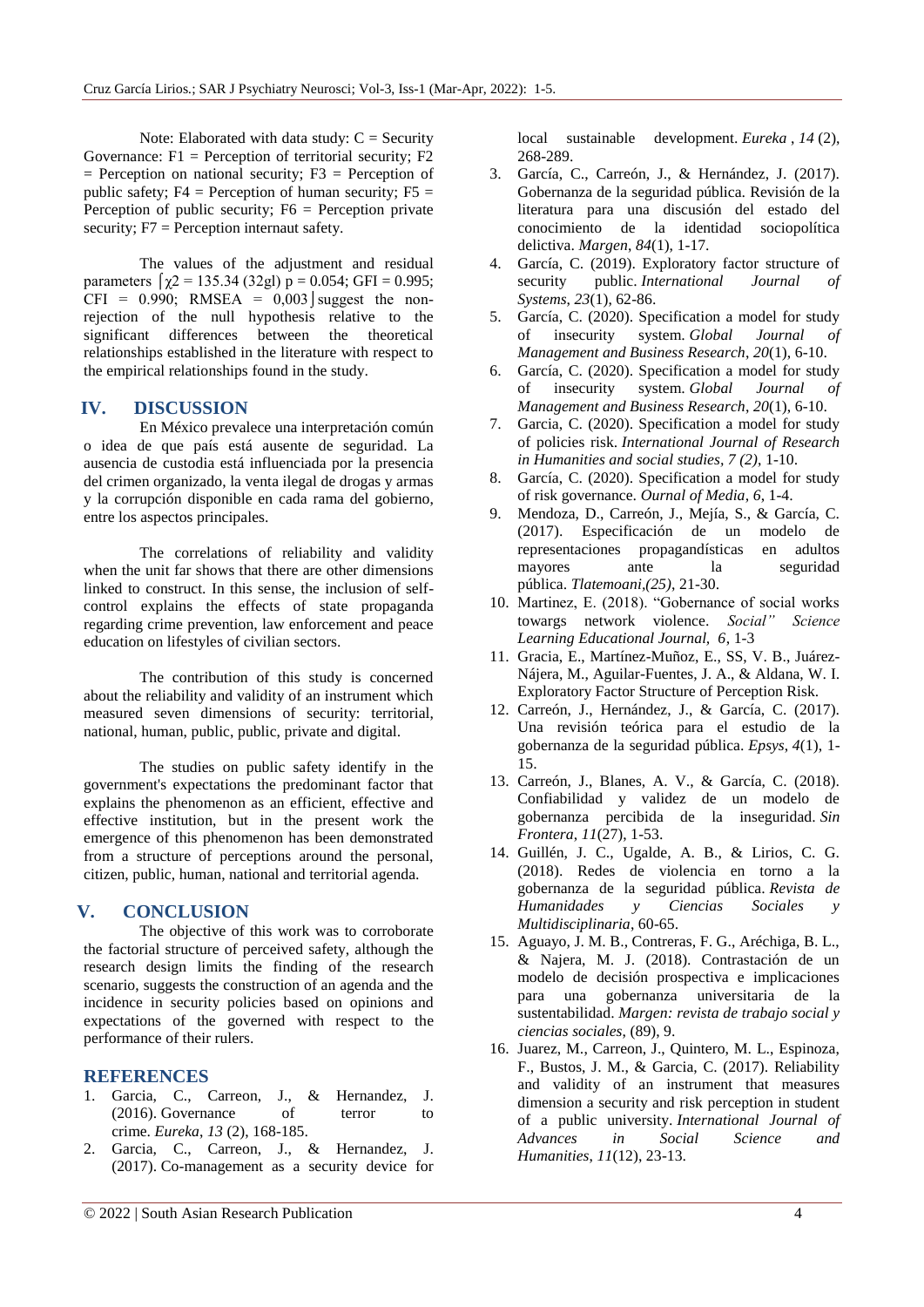Note: Elaborated with data study: C = Security Governance: F1 = Perception of territorial security; F2 = Perception on national security; F3 = Perception of public safety; F4 = Perception of human security; F5 = Perception of public security; F6 = Perception private security; F7 = Perception internaut safety.

The values of the adjustment and residual parameters ⌈$\chi 2 = 135.34$ (32gl) $p = 0.054$; GFI = 0.995; CFI = 0.990; RMSEA = 0,003⌋ suggest the non-rejection of the null hypothesis relative to the significant differences between the theoretical relationships established in the literature with respect to the empirical relationships found in the study.

## IV. DISCUSSION

En México prevalece una interpretación común o idea de que país está ausente de seguridad. La ausencia de custodia está influenciada por la presencia del crimen organizado, la venta ilegal de drogas y armas y la corrupción disponible en cada rama del gobierno, entre los aspectos principales.

The correlations of reliability and validity when the unit far shows that there are other dimensions linked to construct. In this sense, the inclusion of self-control explains the effects of state propaganda regarding crime prevention, law enforcement and peace education on lifestyles of civilian sectors.

The contribution of this study is concerned about the reliability and validity of an instrument which measured seven dimensions of security: territorial, national, human, public, public, private and digital.

The studies on public safety identify in the government's expectations the predominant factor that explains the phenomenon as an efficient, effective and effective institution, but in the present work the emergence of this phenomenon has been demonstrated from a structure of perceptions around the personal, citizen, public, human, national and territorial agenda.

## V. CONCLUSION

The objective of this work was to corroborate the factorial structure of perceived safety, although the research design limits the finding of the research scenario, suggests the construction of an agenda and the incidence in security policies based on opinions and expectations of the governed with respect to the performance of their rulers.

## REFERENCES

1. Garcia, C., Carreon, J., & Hernandez, J. (2016). Governance of terror to crime. *Eureka*, *13* (2), 168-185.
2. Garcia, C., Carreon, J., & Hernandez, J. (2017). Co-management as a security device for local sustainable development. *Eureka* , *14* (2), 268-289.
3. García, C., Carreón, J., & Hernández, J. (2017). Gobernanza de la seguridad pública. Revisión de la literatura para una discusión del estado del conocimiento de la identidad sociopolítica delictiva. *Margen*, *84*(1), 1-17.
4. García, C. (2019). Exploratory factor structure of security public. *International Journal of Systems*, *23*(1), 62-86.
5. García, C. (2020). Specification a model for study of insecurity system. *Global Journal of Management and Business Research*, *20*(1), 6-10.
6. García, C. (2020). Specification a model for study of insecurity system. *Global Journal of Management and Business Research*, *20*(1), 6-10.
7. Garcia, C. (2020). Specification a model for study of policies risk. *International Journal of Research in Humanities and social studies, 7 (2)*, 1-10.
8. García, C. (2020). Specification a model for study of risk governance. *Ournal of Media*, *6*, 1-4.
9. Mendoza, D., Carreón, J., Mejía, S., & García, C. (2017). Especificación de un modelo de representaciones propagandísticas en adultos mayores ante la seguridad pública. *Tlatemoani,(25)*, 21-30.
10. Martinez, E. (2018). "Gobernance of social works towargs network violence. *Social" Science Learning Educational Journal, 6*, 1-3
11. Gracia, E., Martínez-Muñoz, E., SS, V. B., Juárez-Nájera, M., Aguilar-Fuentes, J. A., & Aldana, W. I. Exploratory Factor Structure of Perception Risk.
12. Carreón, J., Hernández, J., & García, C. (2017). Una revisión teórica para el estudio de la gobernanza de la seguridad pública. *Epsys*, *4*(1), 1-15.
13. Carreón, J., Blanes, A. V., & García, C. (2018). Confiabilidad y validez de un modelo de gobernanza percibida de la inseguridad. *Sin Frontera*, *11*(27), 1-53.
14. Guillén, J. C., Ugalde, A. B., & Lirios, C. G. (2018). Redes de violencia en torno a la gobernanza de la seguridad pública. *Revista de Humanidades y Ciencias Sociales y Multidisciplinaria*, 60-65.
15. Aguayo, J. M. B., Contreras, F. G., Aréchiga, B. L., & Najera, M. J. (2018). Contrastación de un modelo de decisión prospectiva e implicaciones para una gobernanza universitaria de la sustentabilidad. *Margen: revista de trabajo social y ciencias sociales*, (89), 9.
16. Juarez, M., Carreon, J., Quintero, M. L., Espinoza, F., Bustos, J. M., & Garcia, C. (2017). Reliability and validity of an instrument that measures dimension a security and risk perception in student of a public university. *International Journal of Advances in Social Science and Humanities*, *11*(12), 23-13.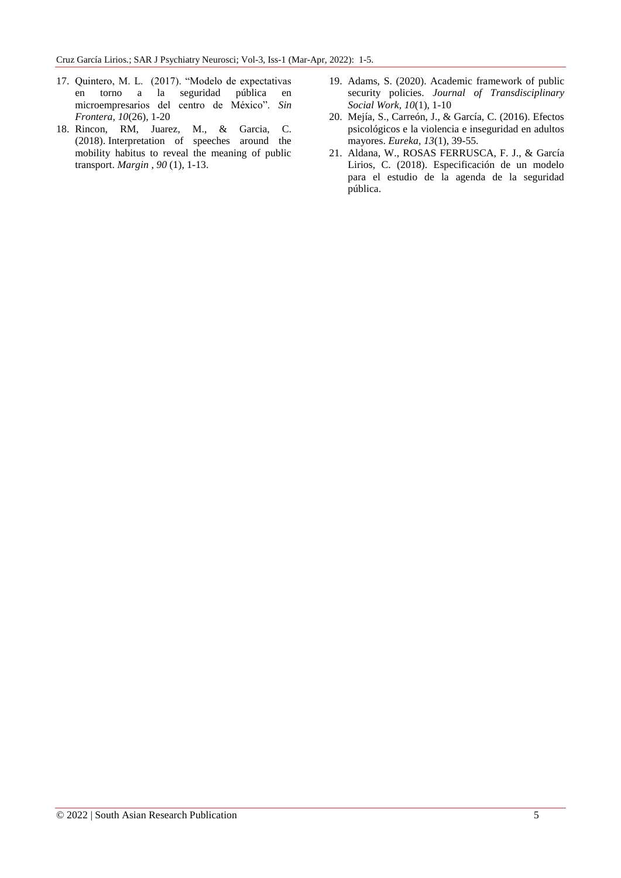17. Quintero, M. L. (2017). “Modelo de expectativas en torno a la seguridad pública en microempresarios del centro de México”. *Sin Frontera, 10*(26), 1-20
18. Rincon, RM, Juarez, M., & Garcia, C. (2018). Interpretation of speeches around the mobility habitus to reveal the meaning of public transport. *Margin* , *90* (1), 1-13.
19. Adams, S. (2020). Academic framework of public security policies. *Journal of Transdisciplinary Social Work*, *10*(1), 1-10
20. Mejía, S., Carreón, J., & García, C. (2016). Efectos psicológicos e la violencia e inseguridad en adultos mayores. *Eureka*, *13*(1), 39-55.
21. Aldana, W., ROSAS FERRUSCA, F. J., & García Lirios, C. (2018). Especificación de un modelo para el estudio de la agenda de la seguridad pública.